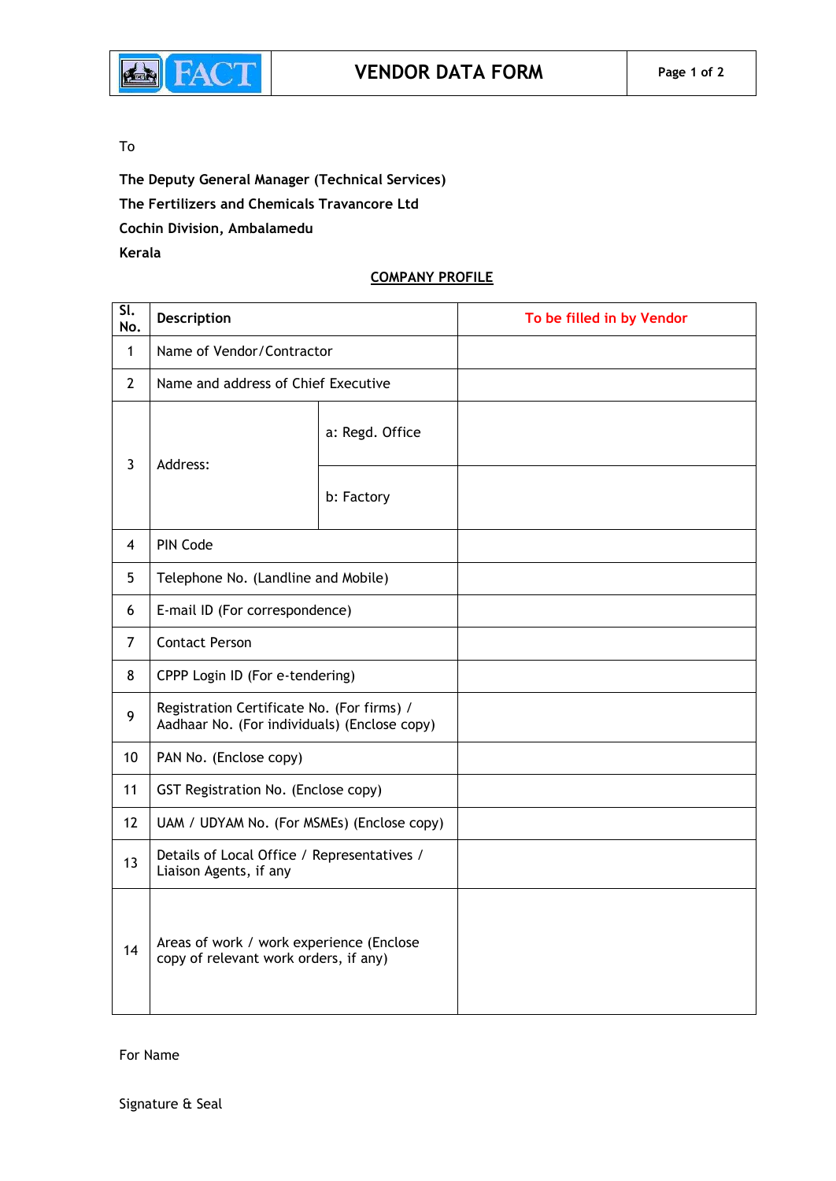# VENDOR DATA FORM

To

**The Deputy General Manager (Technical Services)**
**The Fertilizers and Chemicals Travancore Ltd**
**Cochin Division, Ambalamedu**
**Kerala**

## COMPANY PROFILE

| Sl. No. | Description | | To be filled in by Vendor |
|---|---|---|---|
| 1 | Name of Vendor/Contractor | | |
| 2 | Name and address of Chief Executive | | |
| 3 | Address: | a: Regd. Office | |
| | | b: Factory | |
| 4 | PIN Code | | |
| 5 | Telephone No. (Landline and Mobile) | | |
| 6 | E-mail ID (For correspondence) | | |
| 7 | Contact Person | | |
| 8 | CPPP Login ID (For e-tendering) | | |
| 9 | Registration Certificate No. (For firms) / Aadhaar No. (For individuals) (Enclose copy) | | |
| 10 | PAN No. (Enclose copy) | | |
| 11 | GST Registration No. (Enclose copy) | | |
| 12 | UAM / UDYAM No. (For MSMEs) (Enclose copy) | | |
| 13 | Details of Local Office / Representatives / Liaison Agents, if any | | |
| 14 | Areas of work / work experience (Enclose copy of relevant work orders, if any) | | |

For Name

Signature & Seal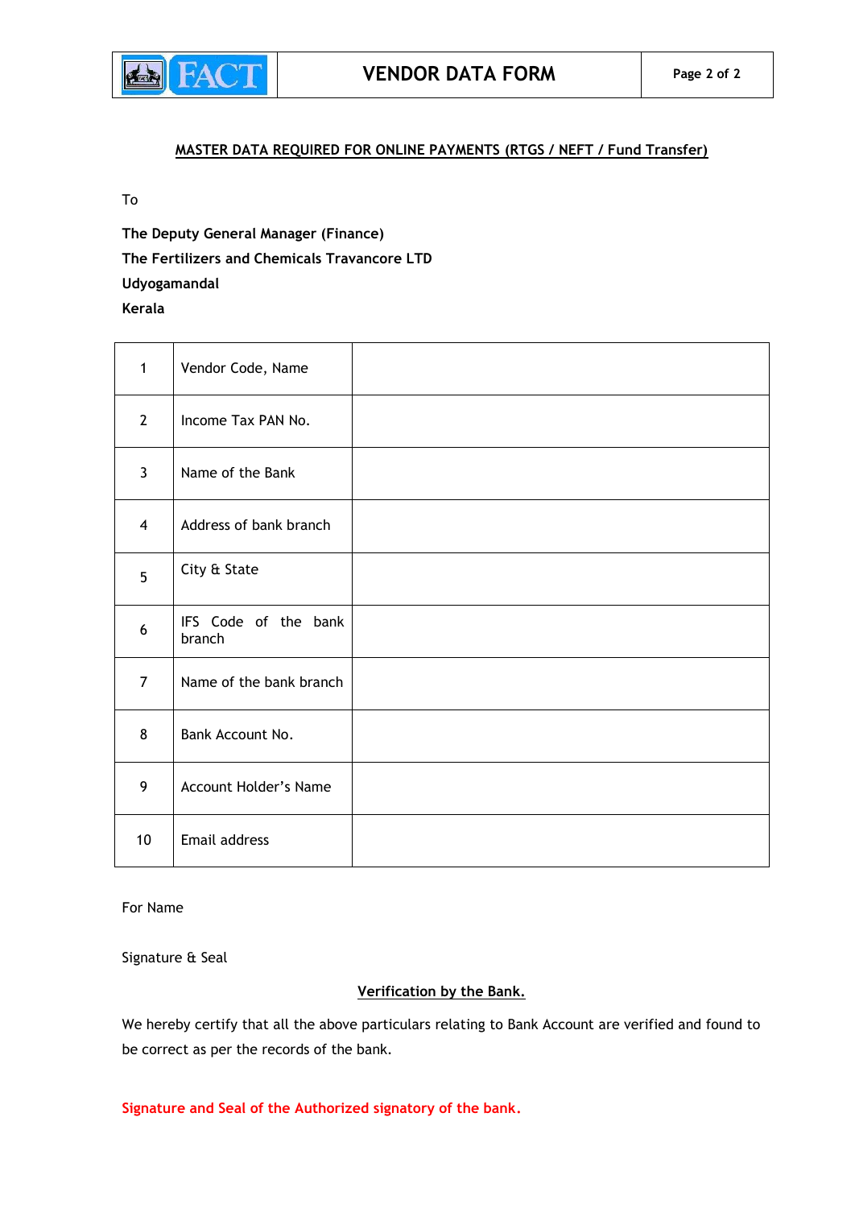## MASTER DATA REQUIRED FOR ONLINE PAYMENTS (RTGS / NEFT / Fund Transfer)

To

**The Deputy General Manager (Finance)**
**The Fertilizers and Chemicals Travancore LTD**
**Udyogamandal**
**Kerala**

| | | |
|---|---|---|
| 1 | Vendor Code, Name | |
| 2 | Income Tax PAN No. | |
| 3 | Name of the Bank | |
| 4 | Address of bank branch | |
| 5 | City & State | |
| 6 | IFS Code of the bank branch | |
| 7 | Name of the bank branch | |
| 8 | Bank Account No. | |
| 9 | Account Holder's Name | |
| 10 | Email address | |

For Name

Signature & Seal

**Verification by the Bank.**

We hereby certify that all the above particulars relating to Bank Account are verified and found to be correct as per the records of the bank.

**Signature and Seal of the Authorized signatory of the bank.**